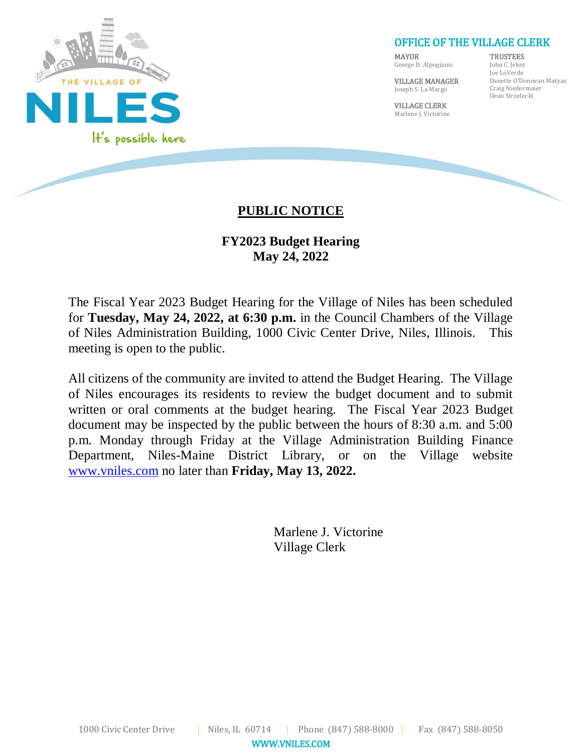THE VILLAGE OF

# NILES

It's possible here

## OFFICE OF THE VILLAGE CLERK

**MAYOR**
George D. Alpogianis

**VILLAGE MANAGER**
Joseph S. La Margo

**VILLAGE CLERK**
Marlene J. Victorine

**TRUSTEES**
John C. Jekot
Joe LoVerde
Danette O'Donovan Matyas
Craig Niedermaier
Dean Strzelecki

## PUBLIC NOTICE

**FY2023 Budget Hearing**
**May 24, 2022**

The Fiscal Year 2023 Budget Hearing for the Village of Niles has been scheduled for **Tuesday, May 24, 2022, at 6:30 p.m.** in the Council Chambers of the Village of Niles Administration Building, 1000 Civic Center Drive, Niles, Illinois. This meeting is open to the public.

All citizens of the community are invited to attend the Budget Hearing. The Village of Niles encourages its residents to review the budget document and to submit written or oral comments at the budget hearing. The Fiscal Year 2023 Budget document may be inspected by the public between the hours of 8:30 a.m. and 5:00 p.m. Monday through Friday at the Village Administration Building Finance Department, Niles-Maine District Library, or on the Village website www.vniles.com no later than **Friday, May 13, 2022.**

Marlene J. Victorine
Village Clerk

1000 Civic Center Drive | Niles, IL 60714 | Phone (847) 588-8000 | Fax (847) 588-8050
WWW.VNILES.COM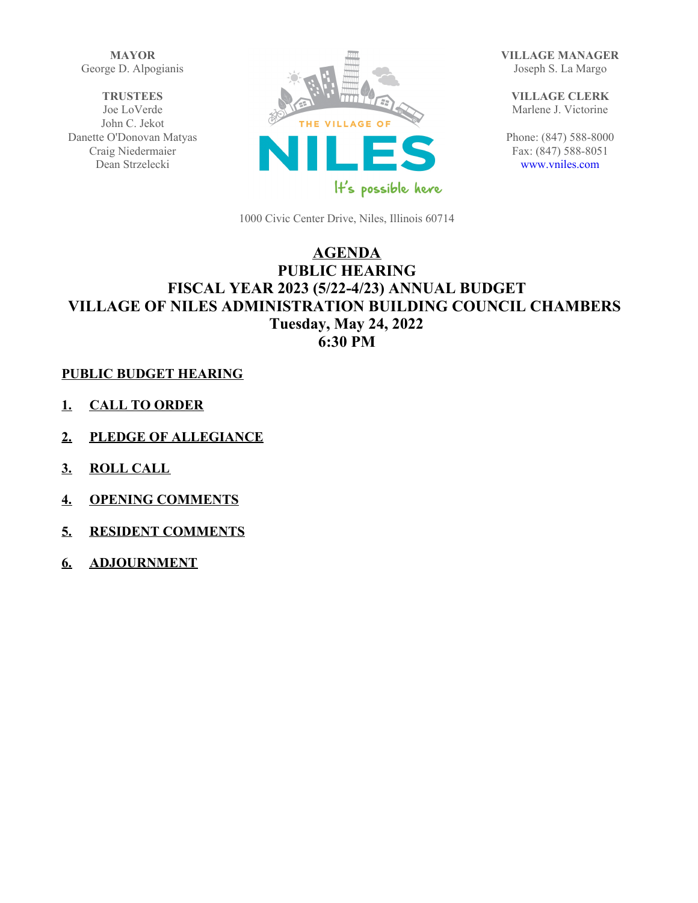**MAYOR**
George D. Alpogianis

**TRUSTEES**
Joe LoVerde
John C. Jekot
Danette O'Donovan Matyas
Craig Niedermaier
Dean Strzelecki

THE VILLAGE OF
NILES
It's possible here

**VILLAGE MANAGER**
Joseph S. La Margo

**VILLAGE CLERK**
Marlene J. Victorine

Phone: (847) 588-8000
Fax: (847) 588-8051
www.vniles.com

1000 Civic Center Drive, Niles, Illinois 60714

# AGENDA
# PUBLIC HEARING
# FISCAL YEAR 2023 (5/22-4/23) ANNUAL BUDGET
# VILLAGE OF NILES ADMINISTRATION BUILDING COUNCIL CHAMBERS
# Tuesday, May 24, 2022
# 6:30 PM

## PUBLIC BUDGET HEARING

1. **CALL TO ORDER**
2. **PLEDGE OF ALLEGIANCE**
3. **ROLL CALL**
4. **OPENING COMMENTS**
5. **RESIDENT COMMENTS**
6. **ADJOURNMENT**